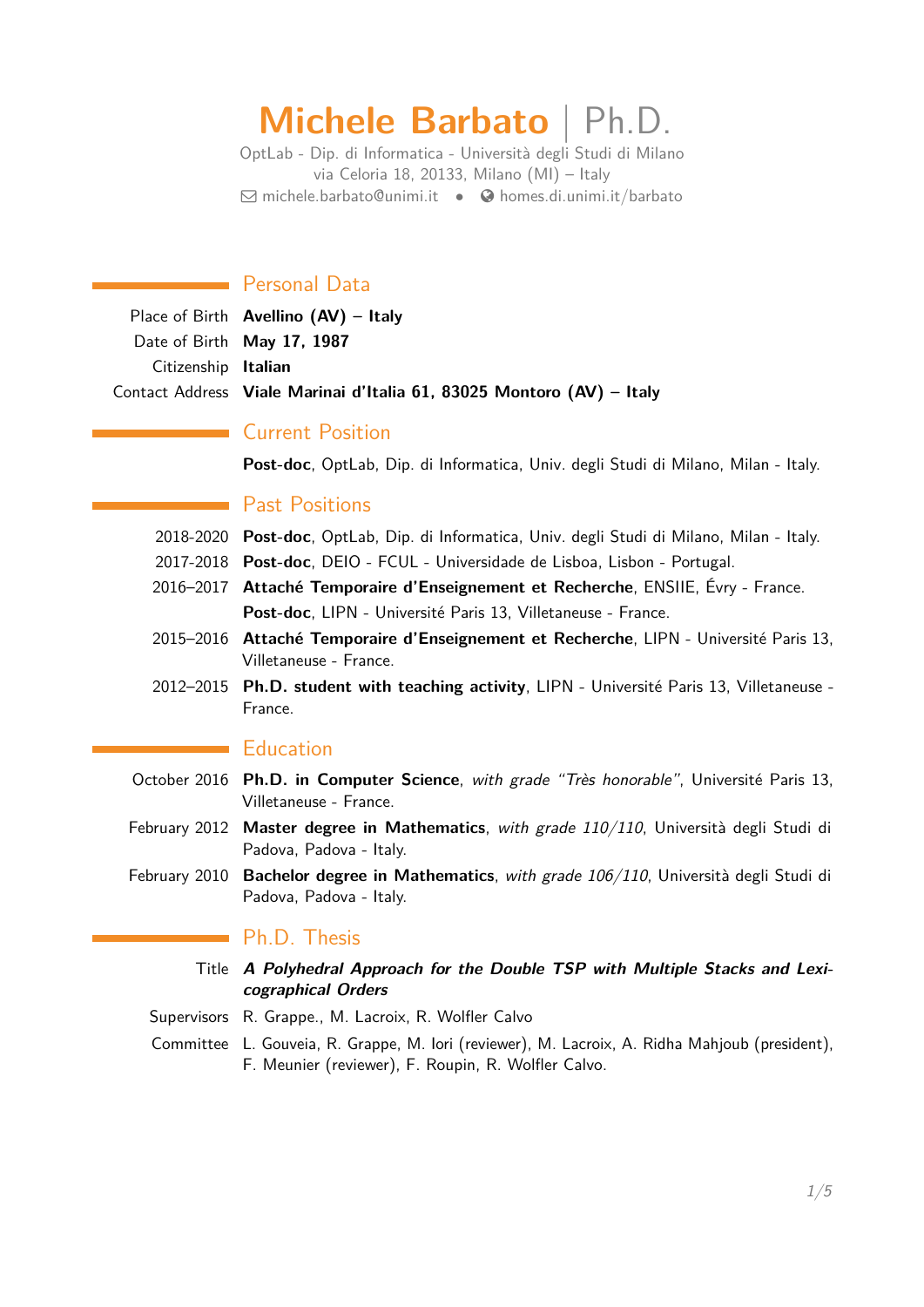# Michele Barbato | Ph.D.

OptLab - Dip. di Informatica - Università degli Studi di Milano
via Celoria 18, 20133, Milano (MI) – Italy
michele.barbato@unimi.it • homes.di.unimi.it/barbato

## Personal Data

Place of Birth **Avellino (AV) – Italy**
Date of Birth **May 17, 1987**
Citizenship **Italian**
Contact Address **Viale Marinai d'Italia 61, 83025 Montoro (AV) – Italy**

## Current Position

**Post-doc**, OptLab, Dip. di Informatica, Univ. degli Studi di Milano, Milan - Italy.

## Past Positions

2018-2020 **Post-doc**, OptLab, Dip. di Informatica, Univ. degli Studi di Milano, Milan - Italy.
2017-2018 **Post-doc**, DEIO - FCUL - Universidade de Lisboa, Lisbon - Portugal.
2016–2017 **Attaché Temporaire d'Enseignement et Recherche**, ENSIIE, Évry - France.
**Post-doc**, LIPN - Université Paris 13, Villetaneuse - France.
2015–2016 **Attaché Temporaire d'Enseignement et Recherche**, LIPN - Université Paris 13, Villetaneuse - France.
2012–2015 **Ph.D. student with teaching activity**, LIPN - Université Paris 13, Villetaneuse - France.

## Education

October 2016 **Ph.D. in Computer Science**, *with grade "Très honorable"*, Université Paris 13, Villetaneuse - France.
February 2012 **Master degree in Mathematics**, *with grade 110/110*, Università degli Studi di Padova, Padova - Italy.
February 2010 **Bachelor degree in Mathematics**, *with grade 106/110*, Università degli Studi di Padova, Padova - Italy.

## Ph.D. Thesis

Title ***A Polyhedral Approach for the Double TSP with Multiple Stacks and Lexicographical Orders***
Supervisors R. Grappe., M. Lacroix, R. Wolfler Calvo
Committee L. Gouveia, R. Grappe, M. Iori (reviewer), M. Lacroix, A. Ridha Mahjoub (president), F. Meunier (reviewer), F. Roupin, R. Wolfler Calvo.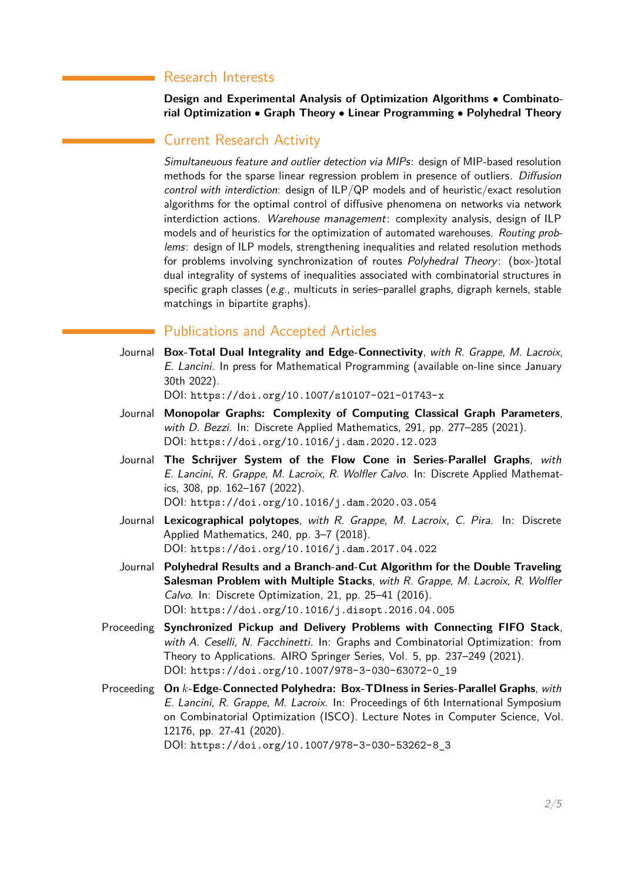## Research Interests

**Design and Experimental Analysis of Optimization Algorithms • Combinatorial Optimization • Graph Theory • Linear Programming • Polyhedral Theory**

## Current Research Activity

*Simultaneous feature and outlier detection via MIPs*: design of MIP-based resolution methods for the sparse linear regression problem in presence of outliers. *Diffusion control with interdiction*: design of ILP/QP models and of heuristic/exact resolution algorithms for the optimal control of diffusive phenomena on networks via network interdiction actions. *Warehouse management*: complexity analysis, design of ILP models and of heuristics for the optimization of automated warehouses. *Routing problems*: design of ILP models, strengthening inequalities and related resolution methods for problems involving synchronization of routes *Polyhedral Theory*: (box-)total dual integrality of systems of inequalities associated with combinatorial structures in specific graph classes (*e.g.,* multicuts in series–parallel graphs, digraph kernels, stable matchings in bipartite graphs).

## Publications and Accepted Articles

- Journal — **Box-Total Dual Integrality and Edge-Connectivity**, *with R. Grappe, M. Lacroix, E. Lancini.* In press for Mathematical Programming (available on-line since January 30th 2022).
  DOI: `https://doi.org/10.1007/s10107-021-01743-x`
- Journal — **Monopolar Graphs: Complexity of Computing Classical Graph Parameters**, *with D. Bezzi.* In: Discrete Applied Mathematics, 291, pp. 277–285 (2021).
  DOI: `https://doi.org/10.1016/j.dam.2020.12.023`
- Journal — **The Schrijver System of the Flow Cone in Series-Parallel Graphs**, *with E. Lancini, R. Grappe, M. Lacroix, R. Wolfler Calvo.* In: Discrete Applied Mathematics, 308, pp. 162–167 (2022).
  DOI: `https://doi.org/10.1016/j.dam.2020.03.054`
- Journal — **Lexicographical polytopes**, *with R. Grappe, M. Lacroix, C. Pira.* In: Discrete Applied Mathematics, 240, pp. 3–7 (2018).
  DOI: `https://doi.org/10.1016/j.dam.2017.04.022`
- Journal — **Polyhedral Results and a Branch-and-Cut Algorithm for the Double Traveling Salesman Problem with Multiple Stacks**, *with R. Grappe, M. Lacroix, R. Wolfler Calvo.* In: Discrete Optimization, 21, pp. 25–41 (2016).
  DOI: `https://doi.org/10.1016/j.disopt.2016.04.005`
- Proceeding — **Synchronized Pickup and Delivery Problems with Connecting FIFO Stack**, *with A. Ceselli, N. Facchinetti.* In: Graphs and Combinatorial Optimization: from Theory to Applications. AIRO Springer Series, Vol. 5, pp. 237–249 (2021).
  DOI: `https://doi.org/10.1007/978-3-030-63072-0_19`
- Proceeding — **On $k$-Edge-Connected Polyhedra: Box-TDIness in Series-Parallel Graphs**, *with E. Lancini, R. Grappe, M. Lacroix.* In: Proceedings of 6th International Symposium on Combinatorial Optimization (ISCO). Lecture Notes in Computer Science, Vol. 12176, pp. 27-41 (2020).
  DOI: `https://doi.org/10.1007/978-3-030-53262-8_3`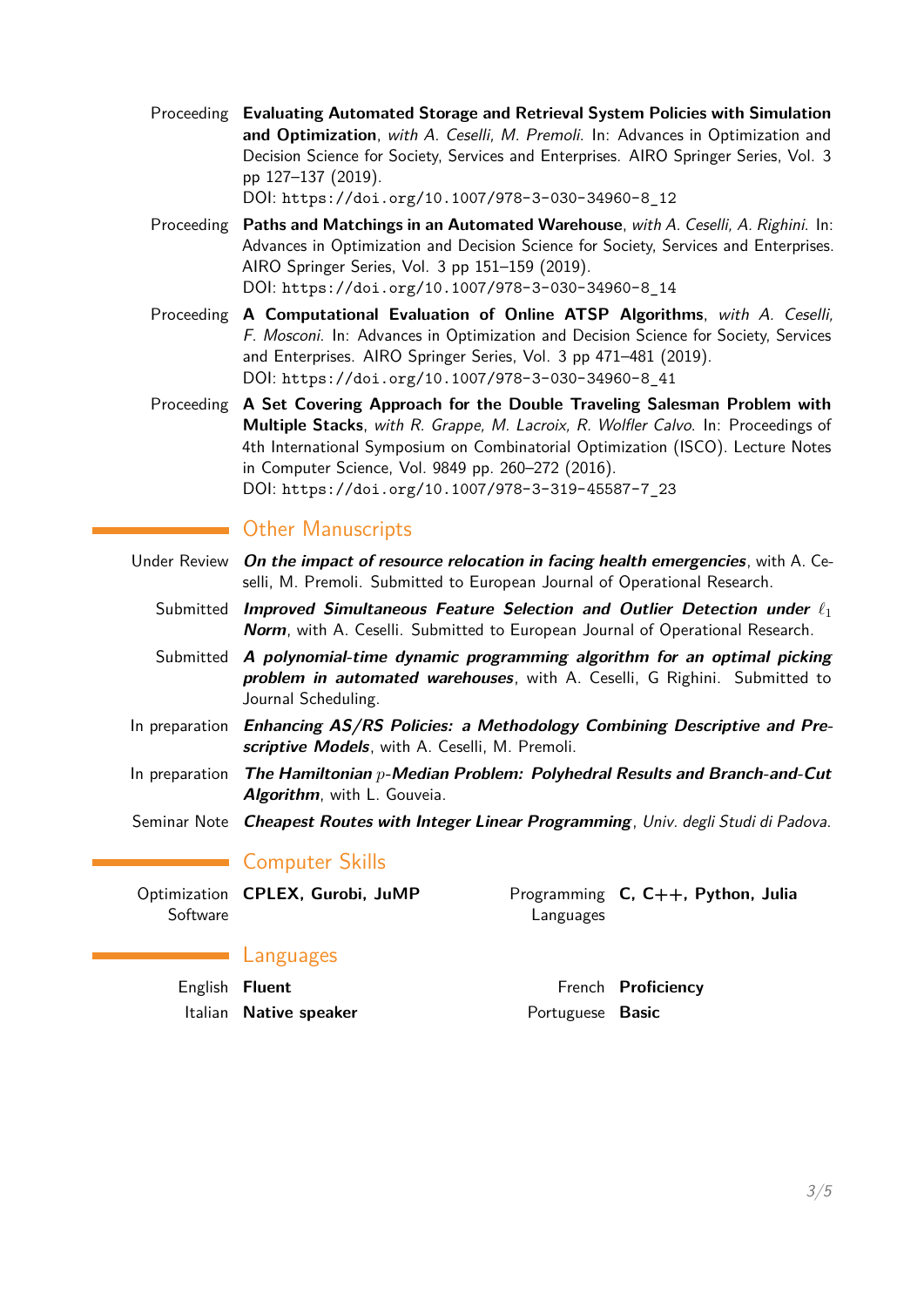Proceeding **Evaluating Automated Storage and Retrieval System Policies with Simulation and Optimization**, *with A. Ceselli, M. Premoli.* In: Advances in Optimization and Decision Science for Society, Services and Enterprises. AIRO Springer Series, Vol. 3 pp 127–137 (2019).
DOI: `https://doi.org/10.1007/978-3-030-34960-8_12`

Proceeding **Paths and Matchings in an Automated Warehouse**, *with A. Ceselli, A. Righini.* In: Advances in Optimization and Decision Science for Society, Services and Enterprises. AIRO Springer Series, Vol. 3 pp 151–159 (2019).
DOI: `https://doi.org/10.1007/978-3-030-34960-8_14`

Proceeding **A Computational Evaluation of Online ATSP Algorithms**, *with A. Ceselli, F. Mosconi.* In: Advances in Optimization and Decision Science for Society, Services and Enterprises. AIRO Springer Series, Vol. 3 pp 471–481 (2019).
DOI: `https://doi.org/10.1007/978-3-030-34960-8_41`

Proceeding **A Set Covering Approach for the Double Traveling Salesman Problem with Multiple Stacks**, *with R. Grappe, M. Lacroix, R. Wolfler Calvo.* In: Proceedings of 4th International Symposium on Combinatorial Optimization (ISCO). Lecture Notes in Computer Science, Vol. 9849 pp. 260–272 (2016).
DOI: `https://doi.org/10.1007/978-3-319-45587-7_23`

## Other Manuscripts

Under Review ***On the impact of resource relocation in facing health emergencies***, with A. Ceselli, M. Premoli. Submitted to European Journal of Operational Research.

Submitted ***Improved Simultaneous Feature Selection and Outlier Detection under $\ell_1$ Norm***, with A. Ceselli. Submitted to European Journal of Operational Research.

Submitted ***A polynomial-time dynamic programming algorithm for an optimal picking problem in automated warehouses***, with A. Ceselli, G Righini. Submitted to Journal Scheduling.

In preparation ***Enhancing AS/RS Policies: a Methodology Combining Descriptive and Prescriptive Models***, with A. Ceselli, M. Premoli.

In preparation ***The Hamiltonian $p$-Median Problem: Polyhedral Results and Branch-and-Cut Algorithm***, with L. Gouveia.

Seminar Note ***Cheapest Routes with Integer Linear Programming***, *Univ. degli Studi di Padova.*

## Computer Skills

Optimization Software **CPLEX, Gurobi, JuMP**

Programming Languages **C, C++, Python, Julia**

## Languages

English **Fluent**

Italian **Native speaker**

French **Proficiency**

Portuguese **Basic**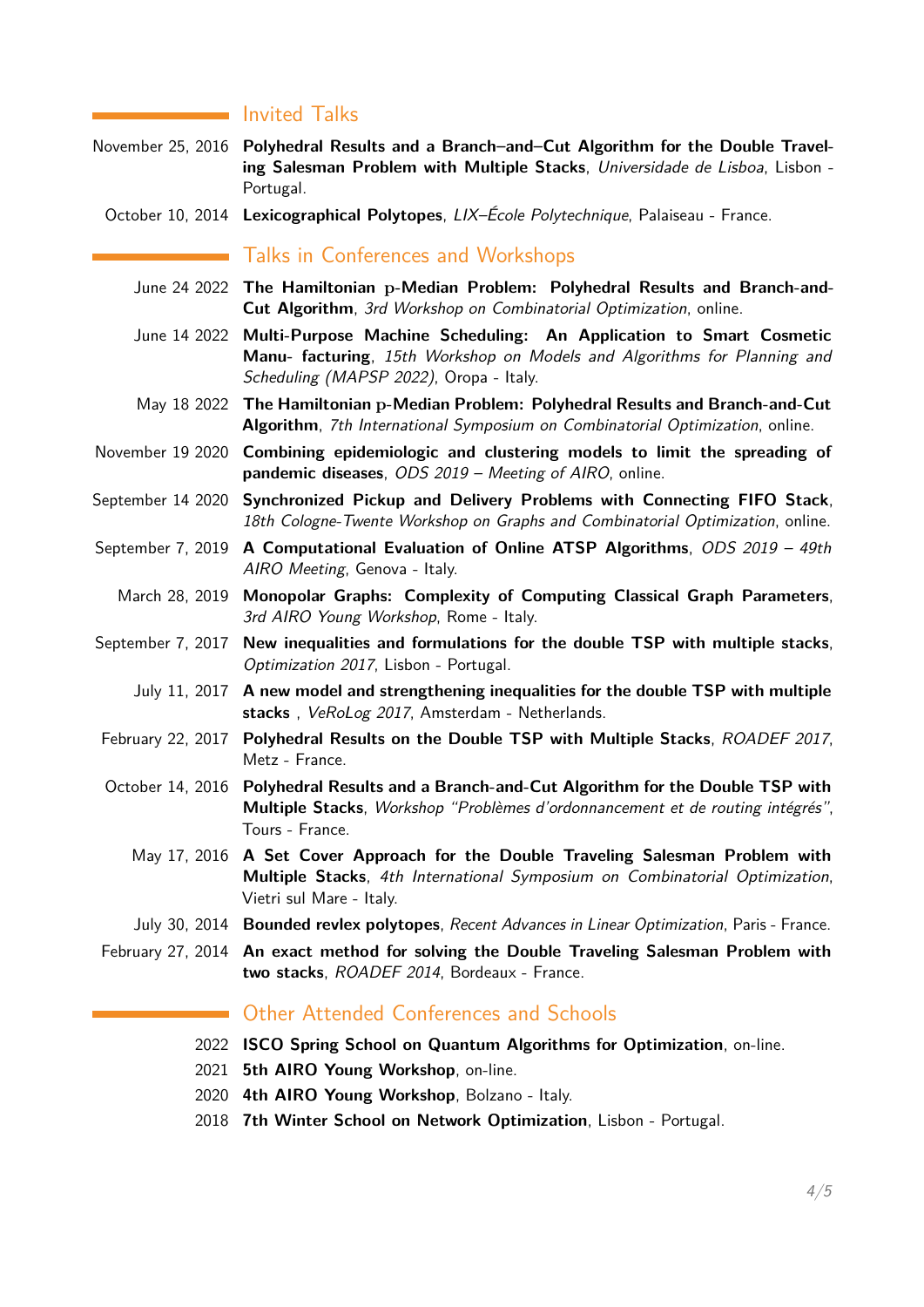## Invited Talks

November 25, 2016 **Polyhedral Results and a Branch–and–Cut Algorithm for the Double Traveling Salesman Problem with Multiple Stacks**, *Universidade de Lisboa*, Lisbon - Portugal.

October 10, 2014 **Lexicographical Polytopes**, *LIX–École Polytechnique*, Palaiseau - France.

## Talks in Conferences and Workshops

June 24 2022 **The Hamiltonian p-Median Problem: Polyhedral Results and Branch-and-Cut Algorithm**, *3rd Workshop on Combinatorial Optimization*, online.

June 14 2022 **Multi-Purpose Machine Scheduling: An Application to Smart Cosmetic Manu- facturing**, *15th Workshop on Models and Algorithms for Planning and Scheduling (MAPSP 2022)*, Oropa - Italy.

May 18 2022 **The Hamiltonian p-Median Problem: Polyhedral Results and Branch-and-Cut Algorithm**, *7th International Symposium on Combinatorial Optimization*, online.

November 19 2020 **Combining epidemiologic and clustering models to limit the spreading of pandemic diseases**, *ODS 2019 – Meeting of AIRO*, online.

September 14 2020 **Synchronized Pickup and Delivery Problems with Connecting FIFO Stack**, *18th Cologne-Twente Workshop on Graphs and Combinatorial Optimization*, online.

September 7, 2019 **A Computational Evaluation of Online ATSP Algorithms**, *ODS 2019 – 49th AIRO Meeting*, Genova - Italy.

March 28, 2019 **Monopolar Graphs: Complexity of Computing Classical Graph Parameters**, *3rd AIRO Young Workshop*, Rome - Italy.

September 7, 2017 **New inequalities and formulations for the double TSP with multiple stacks**, *Optimization 2017*, Lisbon - Portugal.

July 11, 2017 **A new model and strengthening inequalities for the double TSP with multiple stacks** , *VeRoLog 2017*, Amsterdam - Netherlands.

February 22, 2017 **Polyhedral Results on the Double TSP with Multiple Stacks**, *ROADEF 2017*, Metz - France.

October 14, 2016 **Polyhedral Results and a Branch-and-Cut Algorithm for the Double TSP with Multiple Stacks**, *Workshop "Problèmes d'ordonnancement et de routing intégrés"*, Tours - France.

May 17, 2016 **A Set Cover Approach for the Double Traveling Salesman Problem with Multiple Stacks**, *4th International Symposium on Combinatorial Optimization*, Vietri sul Mare - Italy.

July 30, 2014 **Bounded revlex polytopes**, *Recent Advances in Linear Optimization*, Paris - France.

February 27, 2014 **An exact method for solving the Double Traveling Salesman Problem with two stacks**, *ROADEF 2014*, Bordeaux - France.

## Other Attended Conferences and Schools

2022 **ISCO Spring School on Quantum Algorithms for Optimization**, on-line.

2021 **5th AIRO Young Workshop**, on-line.

2020 **4th AIRO Young Workshop**, Bolzano - Italy.

2018 **7th Winter School on Network Optimization**, Lisbon - Portugal.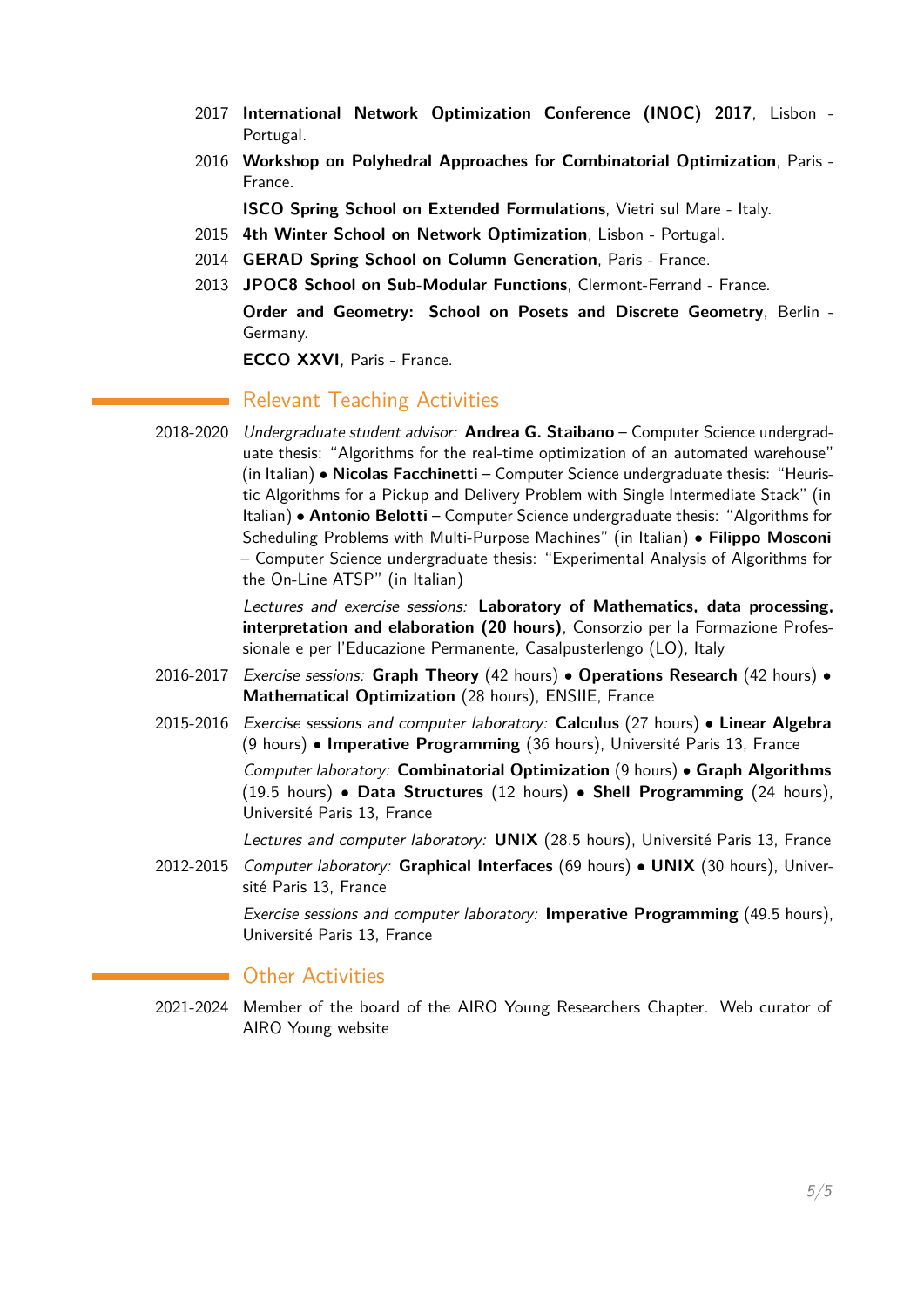2017 **International Network Optimization Conference (INOC) 2017**, Lisbon - Portugal.

2016 **Workshop on Polyhedral Approaches for Combinatorial Optimization**, Paris - France.

**ISCO Spring School on Extended Formulations**, Vietri sul Mare - Italy.

2015 **4th Winter School on Network Optimization**, Lisbon - Portugal.

2014 **GERAD Spring School on Column Generation**, Paris - France.

2013 **JPOC8 School on Sub-Modular Functions**, Clermont-Ferrand - France.

**Order and Geometry: School on Posets and Discrete Geometry**, Berlin - Germany.

**ECCO XXVI**, Paris - France.

## Relevant Teaching Activities

2018-2020 *Undergraduate student advisor:* **Andrea G. Staibano** – Computer Science undergraduate thesis: "Algorithms for the real-time optimization of an automated warehouse" (in Italian) • **Nicolas Facchinetti** – Computer Science undergraduate thesis: "Heuristic Algorithms for a Pickup and Delivery Problem with Single Intermediate Stack" (in Italian) • **Antonio Belotti** – Computer Science undergraduate thesis: "Algorithms for Scheduling Problems with Multi-Purpose Machines" (in Italian) • **Filippo Mosconi** – Computer Science undergraduate thesis: "Experimental Analysis of Algorithms for the On-Line ATSP" (in Italian)

*Lectures and exercise sessions:* **Laboratory of Mathematics, data processing, interpretation and elaboration (20 hours)**, Consorzio per la Formazione Professionale e per l'Educazione Permanente, Casalpusterlengo (LO), Italy

2016-2017 *Exercise sessions:* **Graph Theory** (42 hours) • **Operations Research** (42 hours) • **Mathematical Optimization** (28 hours), ENSIIE, France

2015-2016 *Exercise sessions and computer laboratory:* **Calculus** (27 hours) • **Linear Algebra** (9 hours) • **Imperative Programming** (36 hours), Université Paris 13, France

*Computer laboratory:* **Combinatorial Optimization** (9 hours) • **Graph Algorithms** (19.5 hours) • **Data Structures** (12 hours) • **Shell Programming** (24 hours), Université Paris 13, France

*Lectures and computer laboratory:* **UNIX** (28.5 hours), Université Paris 13, France

2012-2015 *Computer laboratory:* **Graphical Interfaces** (69 hours) • **UNIX** (30 hours), Université Paris 13, France

*Exercise sessions and computer laboratory:* **Imperative Programming** (49.5 hours), Université Paris 13, France

## Other Activities

2021-2024 Member of the board of the AIRO Young Researchers Chapter. Web curator of AIRO Young website